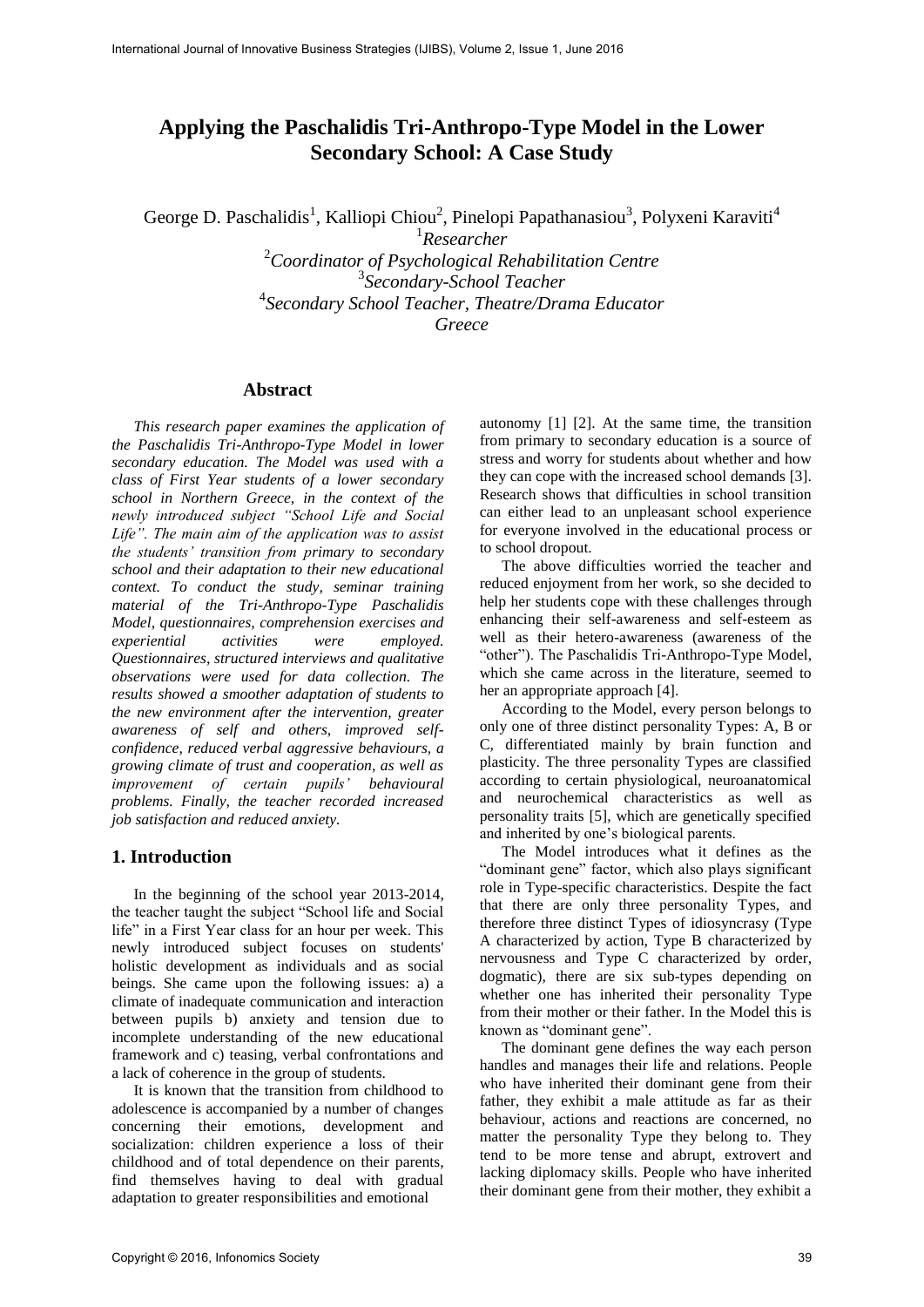# Applying the Paschalidis Tri-Anthropo-Type Model in the Lower Secondary School: A Case Study

George D. Paschalidis[1], Kalliopi Chiou[2], Pinelopi Papathanasiou[3], Polyxeni Karaviti[4]

[1]*Researcher*
[2]*Coordinator of Psychological Rehabilitation Centre*
[3]*Secondary-School Teacher*
[4]*Secondary School Teacher, Theatre/Drama Educator*
*Greece*

## Abstract

*This research paper examines the application of the Paschalidis Tri-Anthropo-Type Model in lower secondary education. The Model was used with a class of First Year students of a lower secondary school in Northern Greece, in the context of the newly introduced subject "School Life and Social Life". The main aim of the application was to assist the students' transition from primary to secondary school and their adaptation to their new educational context. To conduct the study, seminar training material of the Tri-Anthropo-Type Paschalidis Model, questionnaires, comprehension exercises and experiential activities were employed. Questionnaires, structured interviews and qualitative observations were used for data collection. The results showed a smoother adaptation of students to the new environment after the intervention, greater awareness of self and others, improved self-confidence, reduced verbal aggressive behaviours, a growing climate of trust and cooperation, as well as improvement of certain pupils' behavioural problems. Finally, the teacher recorded increased job satisfaction and reduced anxiety.*

## 1. Introduction

In the beginning of the school year 2013-2014, the teacher taught the subject "School life and Social life" in a First Year class for an hour per week. This newly introduced subject focuses on students' holistic development as individuals and as social beings. She came upon the following issues: a) a climate of inadequate communication and interaction between pupils b) anxiety and tension due to incomplete understanding of the new educational framework and c) teasing, verbal confrontations and a lack of coherence in the group of students.

It is known that the transition from childhood to adolescence is accompanied by a number of changes concerning their emotions, development and socialization: children experience a loss of their childhood and of total dependence on their parents, find themselves having to deal with gradual adaptation to greater responsibilities and emotional autonomy [1] [2]. At the same time, the transition from primary to secondary education is a source of stress and worry for students about whether and how they can cope with the increased school demands [3]. Research shows that difficulties in school transition can either lead to an unpleasant school experience for everyone involved in the educational process or to school dropout.

The above difficulties worried the teacher and reduced enjoyment from her work, so she decided to help her students cope with these challenges through enhancing their self-awareness and self-esteem as well as their hetero-awareness (awareness of the "other"). The Paschalidis Tri-Anthropo-Type Model, which she came across in the literature, seemed to her an appropriate approach [4].

According to the Model, every person belongs to only one of three distinct personality Types: A, B or C, differentiated mainly by brain function and plasticity. The three personality Types are classified according to certain physiological, neuroanatomical and neurochemical characteristics as well as personality traits [5], which are genetically specified and inherited by one's biological parents.

The Model introduces what it defines as the "dominant gene" factor, which also plays significant role in Type-specific characteristics. Despite the fact that there are only three personality Types, and therefore three distinct Types of idiosyncrasy (Type A characterized by action, Type B characterized by nervousness and Type C characterized by order, dogmatic), there are six sub-types depending on whether one has inherited their personality Type from their mother or their father. In the Model this is known as "dominant gene".

The dominant gene defines the way each person handles and manages their life and relations. People who have inherited their dominant gene from their father, they exhibit a male attitude as far as their behaviour, actions and reactions are concerned, no matter the personality Type they belong to. They tend to be more tense and abrupt, extrovert and lacking diplomacy skills. People who have inherited their dominant gene from their mother, they exhibit a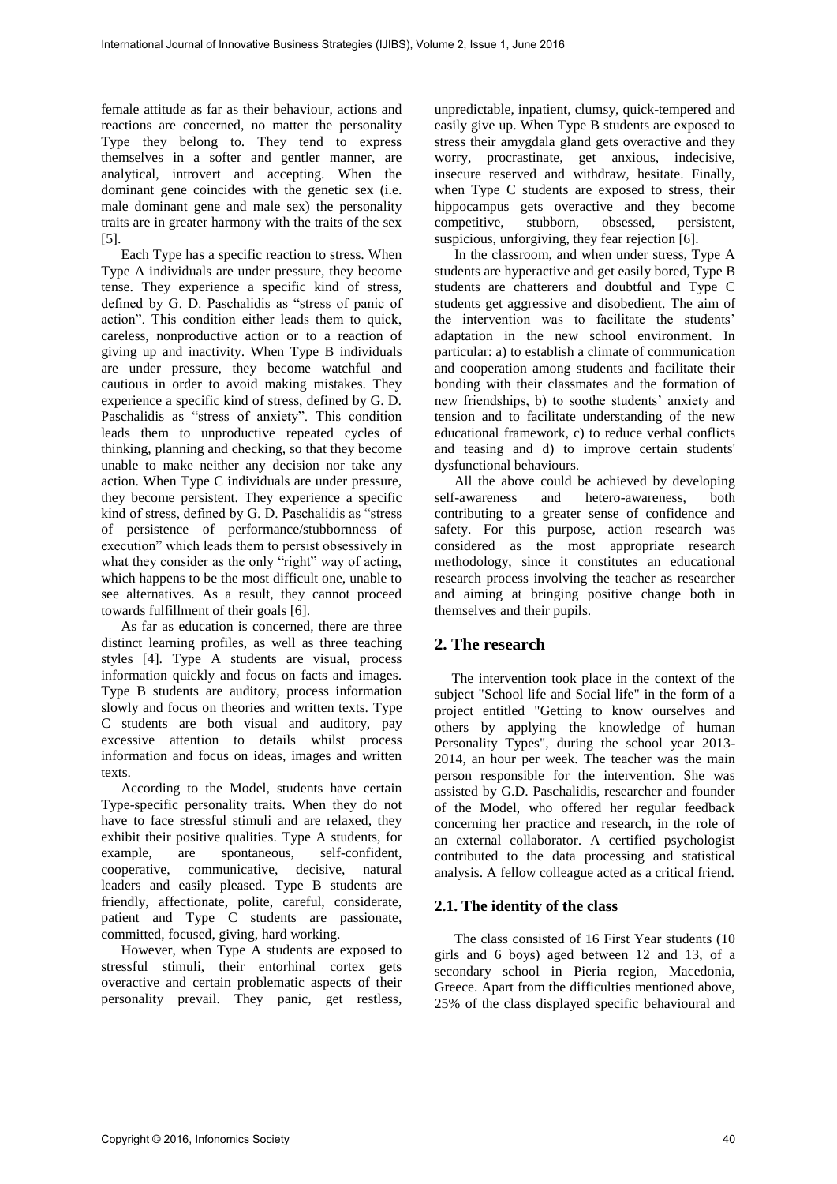female attitude as far as their behaviour, actions and reactions are concerned, no matter the personality Type they belong to. They tend to express themselves in a softer and gentler manner, are analytical, introvert and accepting. When the dominant gene coincides with the genetic sex (i.e. male dominant gene and male sex) the personality traits are in greater harmony with the traits of the sex [5].

Each Type has a specific reaction to stress. When Type A individuals are under pressure, they become tense. They experience a specific kind of stress, defined by G. D. Paschalidis as "stress of panic of action". This condition either leads them to quick, careless, nonproductive action or to a reaction of giving up and inactivity. When Type B individuals are under pressure, they become watchful and cautious in order to avoid making mistakes. They experience a specific kind of stress, defined by G. D. Paschalidis as "stress of anxiety". This condition leads them to unproductive repeated cycles of thinking, planning and checking, so that they become unable to make neither any decision nor take any action. When Type C individuals are under pressure, they become persistent. They experience a specific kind of stress, defined by G. D. Paschalidis as "stress of persistence of performance/stubbornness of execution" which leads them to persist obsessively in what they consider as the only "right" way of acting, which happens to be the most difficult one, unable to see alternatives. As a result, they cannot proceed towards fulfillment of their goals [6].

As far as education is concerned, there are three distinct learning profiles, as well as three teaching styles [4]. Type A students are visual, process information quickly and focus on facts and images. Type B students are auditory, process information slowly and focus on theories and written texts. Type C students are both visual and auditory, pay excessive attention to details whilst process information and focus on ideas, images and written texts.

According to the Model, students have certain Type-specific personality traits. When they do not have to face stressful stimuli and are relaxed, they exhibit their positive qualities. Type A students, for example, are spontaneous, self-confident, cooperative, communicative, decisive, natural leaders and easily pleased. Type B students are friendly, affectionate, polite, careful, considerate, patient and Type C students are passionate, committed, focused, giving, hard working.

However, when Type A students are exposed to stressful stimuli, their entorhinal cortex gets overactive and certain problematic aspects of their personality prevail. They panic, get restless, unpredictable, inpatient, clumsy, quick-tempered and easily give up. When Type B students are exposed to stress their amygdala gland gets overactive and they worry, procrastinate, get anxious, indecisive, insecure reserved and withdraw, hesitate. Finally, when Type C students are exposed to stress, their hippocampus gets overactive and they become competitive, stubborn, obsessed, persistent, suspicious, unforgiving, they fear rejection [6].

In the classroom, and when under stress, Type A students are hyperactive and get easily bored, Type B students are chatterers and doubtful and Type C students get aggressive and disobedient. The aim of the intervention was to facilitate the students' adaptation in the new school environment. In particular: a) to establish a climate of communication and cooperation among students and facilitate their bonding with their classmates and the formation of new friendships, b) to soothe students' anxiety and tension and to facilitate understanding of the new educational framework, c) to reduce verbal conflicts and teasing and d) to improve certain students' dysfunctional behaviours.

All the above could be achieved by developing self-awareness and hetero-awareness, both contributing to a greater sense of confidence and safety. For this purpose, action research was considered as the most appropriate research methodology, since it constitutes an educational research process involving the teacher as researcher and aiming at bringing positive change both in themselves and their pupils.

## 2. The research

The intervention took place in the context of the subject "School life and Social life" in the form of a project entitled "Getting to know ourselves and others by applying the knowledge of human Personality Types", during the school year 2013-2014, an hour per week. The teacher was the main person responsible for the intervention. She was assisted by G.D. Paschalidis, researcher and founder of the Model, who offered her regular feedback concerning her practice and research, in the role of an external collaborator. A certified psychologist contributed to the data processing and statistical analysis. A fellow colleague acted as a critical friend.

### 2.1. The identity of the class

The class consisted of 16 First Year students (10 girls and 6 boys) aged between 12 and 13, of a secondary school in Pieria region, Macedonia, Greece. Apart from the difficulties mentioned above, 25% of the class displayed specific behavioural and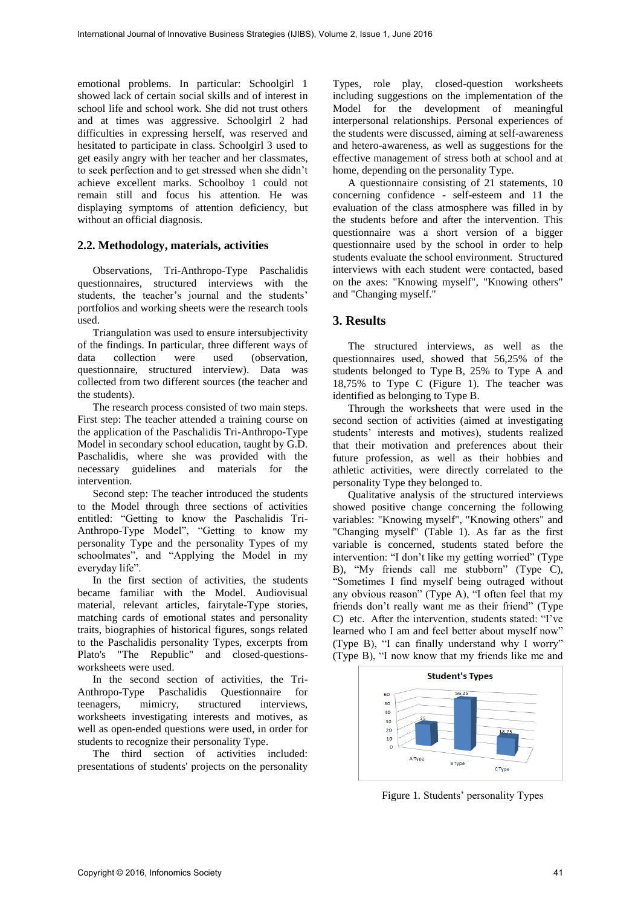emotional problems. In particular: Schoolgirl 1 showed lack of certain social skills and of interest in school life and school work. She did not trust others and at times was aggressive. Schoolgirl 2 had difficulties in expressing herself, was reserved and hesitated to participate in class. Schoolgirl 3 used to get easily angry with her teacher and her classmates, to seek perfection and to get stressed when she didn't achieve excellent marks. Schoolboy 1 could not remain still and focus his attention. He was displaying symptoms of attention deficiency, but without an official diagnosis.

## 2.2. Methodology, materials, activities

Observations, Tri-Anthropo-Type Paschalidis questionnaires, structured interviews with the students, the teacher's journal and the students' portfolios and working sheets were the research tools used.

Triangulation was used to ensure intersubjectivity of the findings. In particular, three different ways of data collection were used (observation, questionnaire, structured interview). Data was collected from two different sources (the teacher and the students).

The research process consisted of two main steps. First step: The teacher attended a training course on the application of the Paschalidis Tri-Anthropo-Type Model in secondary school education, taught by G.D. Paschalidis, where she was provided with the necessary guidelines and materials for the intervention.

Second step: The teacher introduced the students to the Model through three sections of activities entitled: "Getting to know the Paschalidis Tri-Anthropo-Type Model", "Getting to know my personality Type and the personality Types of my schoolmates", and "Applying the Model in my everyday life".

In the first section of activities, the students became familiar with the Model. Audiovisual material, relevant articles, fairytale-Type stories, matching cards of emotional states and personality traits, biographies of historical figures, songs related to the Paschalidis personality Types, excerpts from Plato's "The Republic" and closed-questions-worksheets were used.

In the second section of activities, the Tri-Anthropo-Type Paschalidis Questionnaire for teenagers, mimicry, structured interviews, worksheets investigating interests and motives, as well as open-ended questions were used, in order for students to recognize their personality Type.

The third section of activities included: presentations of students' projects on the personality Types, role play, closed-question worksheets including suggestions on the implementation of the Model for the development of meaningful interpersonal relationships. Personal experiences of the students were discussed, aiming at self-awareness and hetero-awareness, as well as suggestions for the effective management of stress both at school and at home, depending on the personality Type.

A questionnaire consisting of 21 statements, 10 concerning confidence - self-esteem and 11 the evaluation of the class atmosphere was filled in by the students before and after the intervention. This questionnaire was a short version of a bigger questionnaire used by the school in order to help students evaluate the school environment. Structured interviews with each student were contacted, based on the axes: "Knowing myself", "Knowing others" and "Changing myself."

# 3. Results

The structured interviews, as well as the questionnaires used, showed that 56,25% of the students belonged to Type B, 25% to Type A and 18,75% to Type C (Figure 1). The teacher was identified as belonging to Type B.

Through the worksheets that were used in the second section of activities (aimed at investigating students' interests and motives), students realized that their motivation and preferences about their future profession, as well as their hobbies and athletic activities, were directly correlated to the personality Type they belonged to.

Qualitative analysis of the structured interviews showed positive change concerning the following variables: "Knowing myself", "Knowing others" and "Changing myself" (Table 1). As far as the first variable is concerned, students stated before the intervention: "I don't like my getting worried" (Type B), "My friends call me stubborn" (Type C), "Sometimes I find myself being outraged without any obvious reason" (Type A), "I often feel that my friends don't really want me as their friend" (Type C) etc. After the intervention, students stated: "I've learned who I am and feel better about myself now" (Type B), "I can finally understand why I worry" (Type B), "I now know that my friends like me and

Student's Types

| A Type | B Type | C Type |
|---|---|---|
| 25 | 56,25 | 18,75 |

Figure 1. Students' personality Types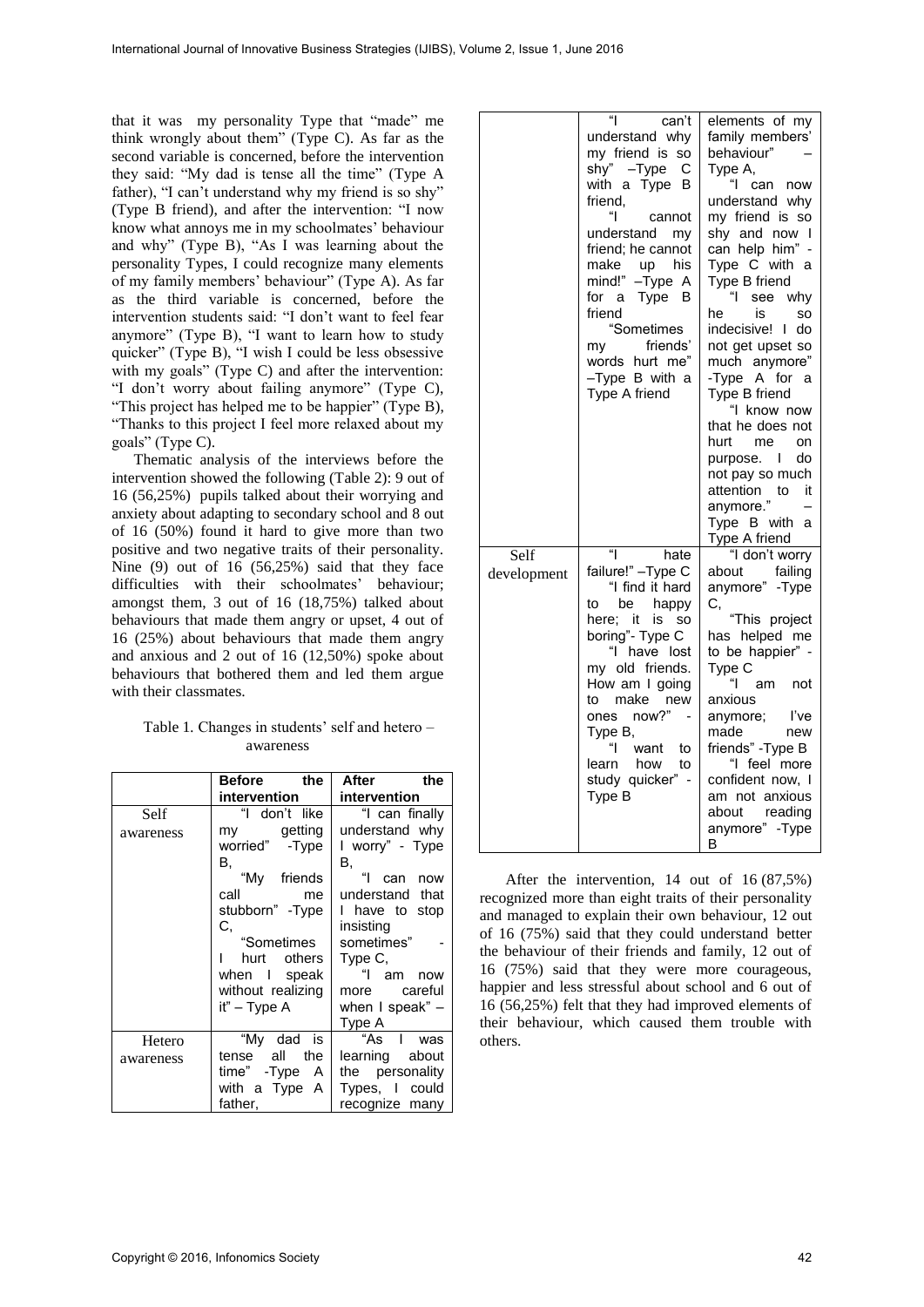that it was my personality Type that "made" me think wrongly about them" (Type C). As far as the second variable is concerned, before the intervention they said: "My dad is tense all the time" (Type A father), "I can't understand why my friend is so shy" (Type B friend), and after the intervention: "I now know what annoys me in my schoolmates' behaviour and why" (Type B), "As I was learning about the personality Types, I could recognize many elements of my family members' behaviour" (Type A). As far as the third variable is concerned, before the intervention students said: "I don't want to feel fear anymore" (Type B), "I want to learn how to study quicker" (Type B), "I wish I could be less obsessive with my goals" (Type C) and after the intervention: "I don't worry about failing anymore" (Type C), "This project has helped me to be happier" (Type B), "Thanks to this project I feel more relaxed about my goals" (Type C).

Thematic analysis of the interviews before the intervention showed the following (Table 2): 9 out of 16 (56,25%) pupils talked about their worrying and anxiety about adapting to secondary school and 8 out of 16 (50%) found it hard to give more than two positive and two negative traits of their personality. Nine (9) out of 16 (56,25%) said that they face difficulties with their schoolmates' behaviour; amongst them, 3 out of 16 (18,75%) talked about behaviours that made them angry or upset, 4 out of 16 (25%) about behaviours that made them angry and anxious and 2 out of 16 (12,50%) spoke about behaviours that bothered them and led them argue with their classmates.

Table 1. Changes in students' self and hetero – awareness

| | **Before the intervention** | **After the intervention** |
|---|---|---|
| Self awareness | "I don't like my getting worried" -Type B, "My friends call me stubborn" -Type C, "Sometimes I hurt others when I speak without realizing it" – Type A | "I can finally understand why I worry" - Type B, "I can now understand that I have to stop insisting sometimes" - Type C, "I am now more careful when I speak" – Type A |
| Hetero awareness | "My dad is tense all the time" -Type A with a Type A father, "I can't understand why my friend is so shy" –Type C with a Type B friend, "I cannot understand my friend; he cannot make up his mind!" –Type A for a Type B friend "Sometimes my friends' words hurt me" –Type B with a Type A friend | "As I was learning about the personality Types, I could recognize many elements of my family members' behaviour" – Type A, "I can now understand why my friend is so shy and now I can help him" - Type C with a Type B friend "I see why he is so indecisive! I do not get upset so much anymore" -Type A for a Type B friend "I know now that he does not hurt me on purpose. I do not pay so much attention to it anymore." – Type B with a Type A friend |
| Self development | "I hate failure!" –Type C "I find it hard to be happy here; it is so boring"- Type C "I have lost my old friends. How am I going to make new ones now?" - Type B, "I want to learn how to study quicker" - Type B | "I don't worry about failing anymore" -Type C, "This project has helped me to be happier" - Type C "I am not anxious anymore; I've made new friends" -Type B "I feel more confident now, I am not anxious about reading anymore" -Type B |

After the intervention, 14 out of 16 (87,5%) recognized more than eight traits of their personality and managed to explain their own behaviour, 12 out of 16 (75%) said that they could understand better the behaviour of their friends and family, 12 out of 16 (75%) said that they were more courageous, happier and less stressful about school and 6 out of 16 (56,25%) felt that they had improved elements of their behaviour, which caused them trouble with others.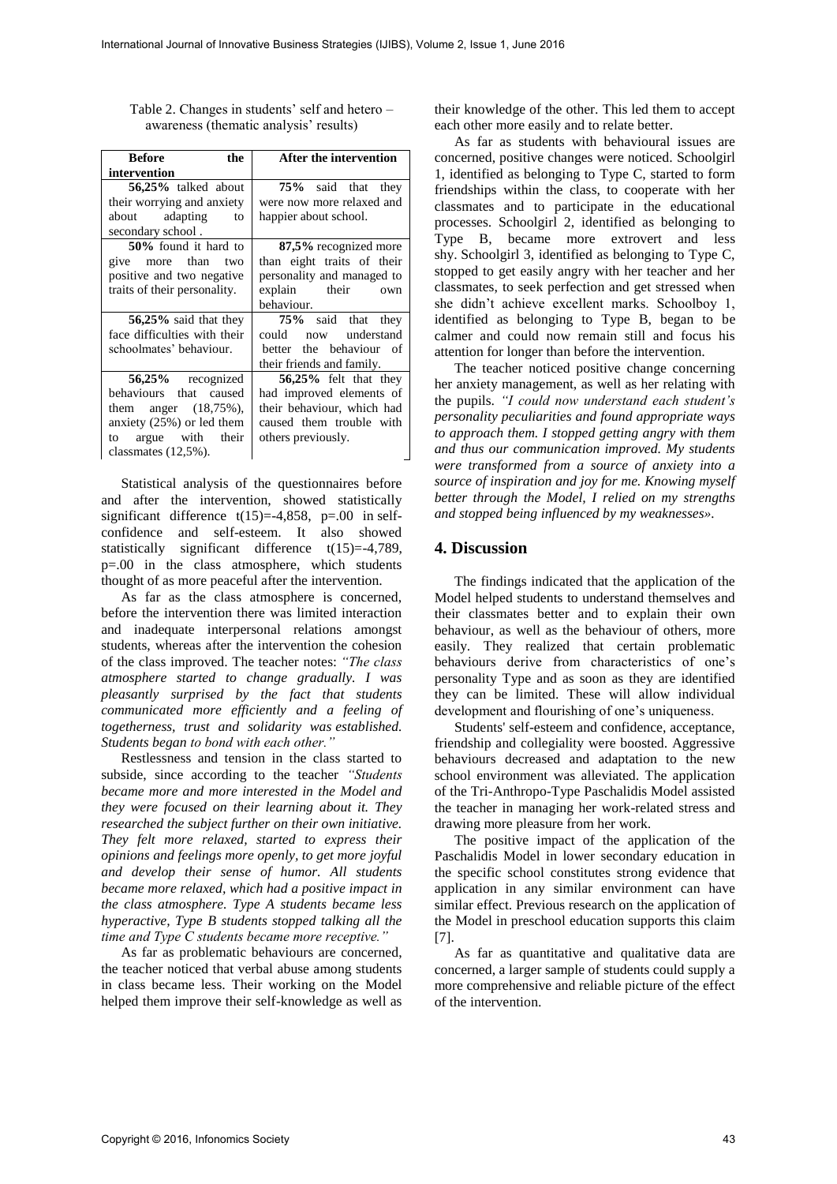Table 2. Changes in students' self and hetero – awareness (thematic analysis' results)

| Before the intervention | After the intervention |
|---|---|
| **56,25%** talked about their worrying and anxiety about adapting to secondary school . | **75%** said that they were now more relaxed and happier about school. |
| **50%** found it hard to give more than two positive and two negative traits of their personality. | **87,5%** recognized more than eight traits of their personality and managed to explain their own behaviour. |
| **56,25%** said that they face difficulties with their schoolmates' behaviour. | **75%** said that they could now understand better the behaviour of their friends and family. |
| **56,25%** recognized behaviours that caused them anger (18,75%), anxiety (25%) or led them to argue with their classmates (12,5%). | **56,25%** felt that they had improved elements of their behaviour, which had caused them trouble with others previously. |

Statistical analysis of the questionnaires before and after the intervention, showed statistically significant difference $t(15)=-4,858$, $p=.00$ in self-confidence and self-esteem. It also showed statistically significant difference $t(15)=-4,789$, $p=.00$ in the class atmosphere, which students thought of as more peaceful after the intervention.

As far as the class atmosphere is concerned, before the intervention there was limited interaction and inadequate interpersonal relations amongst students, whereas after the intervention the cohesion of the class improved. The teacher notes: *"The class atmosphere started to change gradually. I was pleasantly surprised by the fact that students communicated more efficiently and a feeling of togetherness, trust and solidarity was established. Students began to bond with each other."*

Restlessness and tension in the class started to subside, since according to the teacher *"Students became more and more interested in the Model and they were focused on their learning about it. They researched the subject further on their own initiative. They felt more relaxed, started to express their opinions and feelings more openly, to get more joyful and develop their sense of humor. All students became more relaxed, which had a positive impact in the class atmosphere. Type A students became less hyperactive, Type B students stopped talking all the time and Type C students became more receptive."*

As far as problematic behaviours are concerned, the teacher noticed that verbal abuse among students in class became less. Their working on the Model helped them improve their self-knowledge as well as their knowledge of the other. This led them to accept each other more easily and to relate better.

As far as students with behavioural issues are concerned, positive changes were noticed. Schoolgirl 1, identified as belonging to Type C, started to form friendships within the class, to cooperate with her classmates and to participate in the educational processes. Schoolgirl 2, identified as belonging to Type B, became more extrovert and less shy. Schoolgirl 3, identified as belonging to Type C, stopped to get easily angry with her teacher and her classmates, to seek perfection and get stressed when she didn't achieve excellent marks. Schoolboy 1, identified as belonging to Type B, began to be calmer and could now remain still and focus his attention for longer than before the intervention.

The teacher noticed positive change concerning her anxiety management, as well as her relating with the pupils. *"I could now understand each student's personality peculiarities and found appropriate ways to approach them. I stopped getting angry with them and thus our communication improved. My students were transformed from a source of anxiety into a source of inspiration and joy for me. Knowing myself better through the Model, I relied on my strengths and stopped being influenced by my weaknesses».*

## 4. Discussion

The findings indicated that the application of the Model helped students to understand themselves and their classmates better and to explain their own behaviour, as well as the behaviour of others, more easily. They realized that certain problematic behaviours derive from characteristics of one's personality Type and as soon as they are identified they can be limited. These will allow individual development and flourishing of one's uniqueness.

Students' self-esteem and confidence, acceptance, friendship and collegiality were boosted. Aggressive behaviours decreased and adaptation to the new school environment was alleviated. The application of the Tri-Anthropo-Type Paschalidis Model assisted the teacher in managing her work-related stress and drawing more pleasure from her work.

The positive impact of the application of the Paschalidis Model in lower secondary education in the specific school constitutes strong evidence that application in any similar environment can have similar effect. Previous research on the application of the Model in preschool education supports this claim [7].

As far as quantitative and qualitative data are concerned, a larger sample of students could supply a more comprehensive and reliable picture of the effect of the intervention.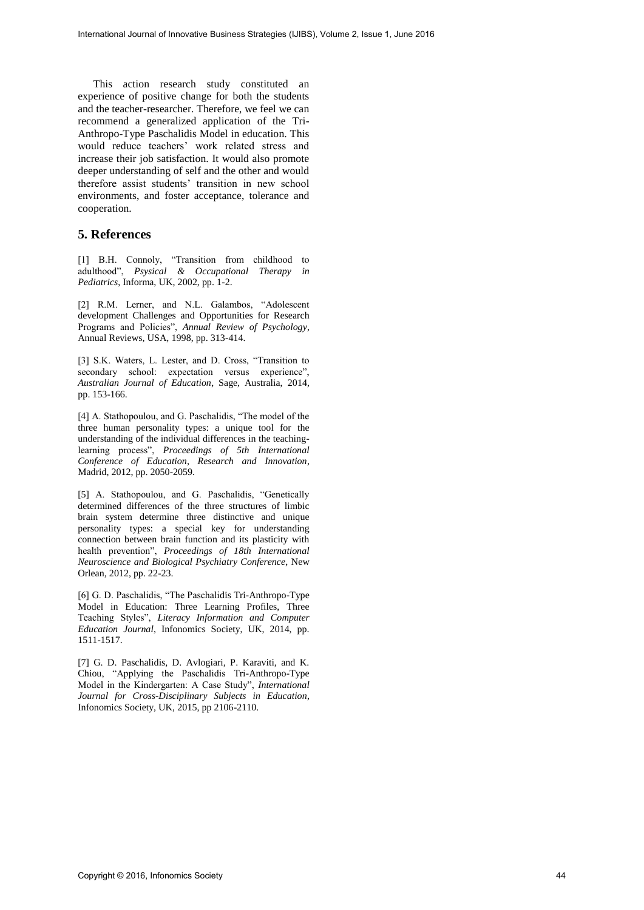This action research study constituted an experience of positive change for both the students and the teacher-researcher. Therefore, we feel we can recommend a generalized application of the Tri-Anthropo-Type Paschalidis Model in education. This would reduce teachers' work related stress and increase their job satisfaction. It would also promote deeper understanding of self and the other and would therefore assist students' transition in new school environments, and foster acceptance, tolerance and cooperation.

## 5. References

[1] B.H. Connoly, "Transition from childhood to adulthood", *Psysical & Occupational Therapy in Pediatrics*, Informa, UK, 2002, pp. 1-2.

[2] R.M. Lerner, and N.L. Galambos, "Adolescent development Challenges and Opportunities for Research Programs and Policies", *Annual Review of Psychology*, Annual Reviews, USA, 1998, pp. 313-414.

[3] S.K. Waters, L. Lester, and D. Cross, "Transition to secondary school: expectation versus experience", *Australian Journal of Education*, Sage, Australia, 2014, pp. 153-166.

[4] A. Stathopoulou, and G. Paschalidis, "The model of the three human personality types: a unique tool for the understanding of the individual differences in the teaching-learning process", *Proceedings of 5th International Conference of Education, Research and Innovation*, Madrid, 2012, pp. 2050-2059.

[5] A. Stathopoulou, and G. Paschalidis, "Genetically determined differences of the three structures of limbic brain system determine three distinctive and unique personality types: a special key for understanding connection between brain function and its plasticity with health prevention", *Proceedings of 18th International Neuroscience and Biological Psychiatry Conference*, New Orlean, 2012, pp. 22-23.

[6] G. D. Paschalidis, "The Paschalidis Tri-Anthropo-Type Model in Education: Three Learning Profiles, Three Teaching Styles", *Literacy Information and Computer Education Journal*, Infonomics Society, UK, 2014, pp. 1511-1517.

[7] G. D. Paschalidis, D. Avlogiari, P. Karaviti, and K. Chiou, "Applying the Paschalidis Tri-Anthropo-Type Model in the Kindergarten: A Case Study", *International Journal for Cross-Disciplinary Subjects in Education*, Infonomics Society, UK, 2015, pp 2106-2110.